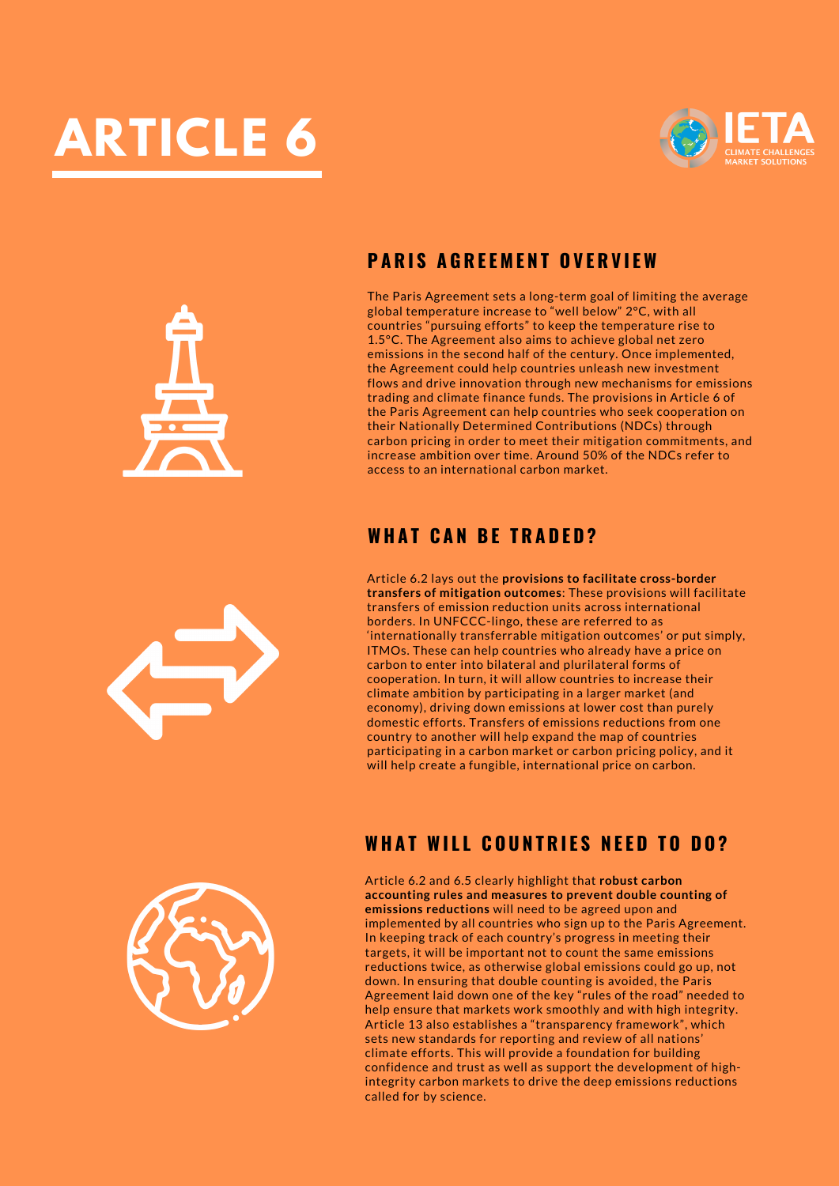# ARTICLE 6

## PARIS AGREEMENT OVERVIEW

The Paris Agreement sets a long-term goal of limiting the average global temperature increase to "well below" 2°C, with all countries "pursuing efforts" to keep the temperature rise to 1.5°C. The Agreement also aims to achieve global net zero emissions in the second half of the century. Once implemented, the Agreement could help countries unleash new investment flows and drive innovation through new mechanisms for emissions trading and climate finance funds. The provisions in Article 6 of the Paris Agreement can help countries who seek cooperation on their Nationally Determined Contributions (NDCs) through carbon pricing in order to meet their mitigation commitments, and increase ambition over time. Around 50% of the NDCs refer to access to an international carbon market.

## WHAT CAN BE TRADED?

Article 6.2 lays out the **provisions to facilitate cross-border transfers of mitigation outcomes**: These provisions will facilitate transfers of emission reduction units across international borders. In UNFCCC-lingo, these are referred to as 'internationally transferrable mitigation outcomes' or put simply, ITMOs. These can help countries who already have a price on carbon to enter into bilateral and plurilateral forms of cooperation. In turn, it will allow countries to increase their climate ambition by participating in a larger market (and economy), driving down emissions at lower cost than purely domestic efforts. Transfers of emissions reductions from one country to another will help expand the map of countries participating in a carbon market or carbon pricing policy, and it will help create a fungible, international price on carbon.

## WHAT WILL COUNTRIES NEED TO DO?

Article 6.2 and 6.5 clearly highlight that **robust carbon accounting rules and measures to prevent double counting of emissions reductions** will need to be agreed upon and implemented by all countries who sign up to the Paris Agreement. In keeping track of each country's progress in meeting their targets, it will be important not to count the same emissions reductions twice, as otherwise global emissions could go up, not down. In ensuring that double counting is avoided, the Paris Agreement laid down one of the key "rules of the road" needed to help ensure that markets work smoothly and with high integrity. Article 13 also establishes a "transparency framework", which sets new standards for reporting and review of all nations' climate efforts. This will provide a foundation for building confidence and trust as well as support the development of high-integrity carbon markets to drive the deep emissions reductions called for by science.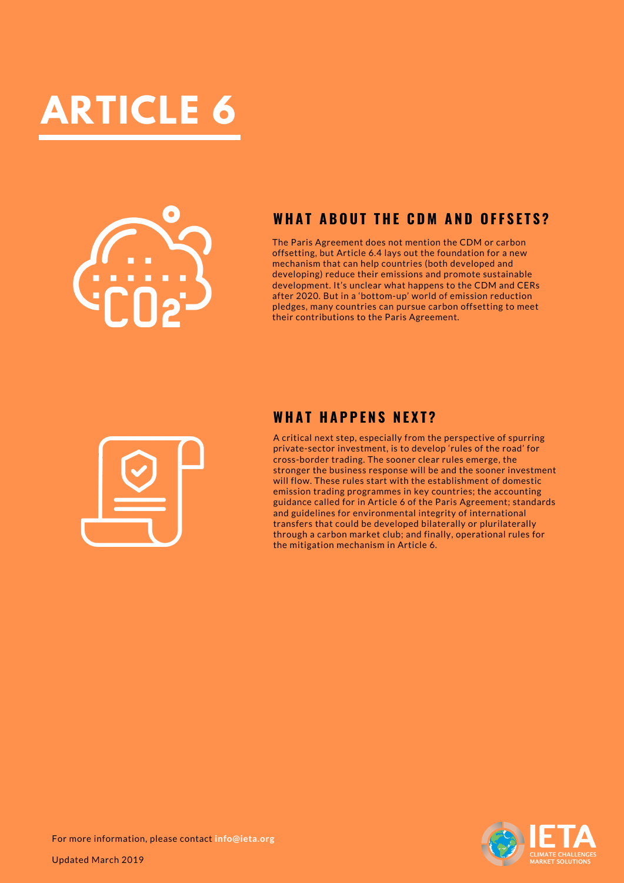# ARTICLE 6

## WHAT ABOUT THE CDM AND OFFSETS?

The Paris Agreement does not mention the CDM or carbon offsetting, but Article 6.4 lays out the foundation for a new mechanism that can help countries (both developed and developing) reduce their emissions and promote sustainable development. It's unclear what happens to the CDM and CERs after 2020. But in a 'bottom-up' world of emission reduction pledges, many countries can pursue carbon offsetting to meet their contributions to the Paris Agreement.

## WHAT HAPPENS NEXT?

A critical next step, especially from the perspective of spurring private-sector investment, is to develop 'rules of the road' for cross-border trading. The sooner clear rules emerge, the stronger the business response will be and the sooner investment will flow. These rules start with the establishment of domestic emission trading programmes in key countries; the accounting guidance called for in Article 6 of the Paris Agreement; standards and guidelines for environmental integrity of international transfers that could be developed bilaterally or plurilaterally through a carbon market club; and finally, operational rules for the mitigation mechanism in Article 6.

For more information, please contact **info@ieta.org**

Updated March 2019

IETA
CLIMATE CHALLENGES
MARKET SOLUTIONS